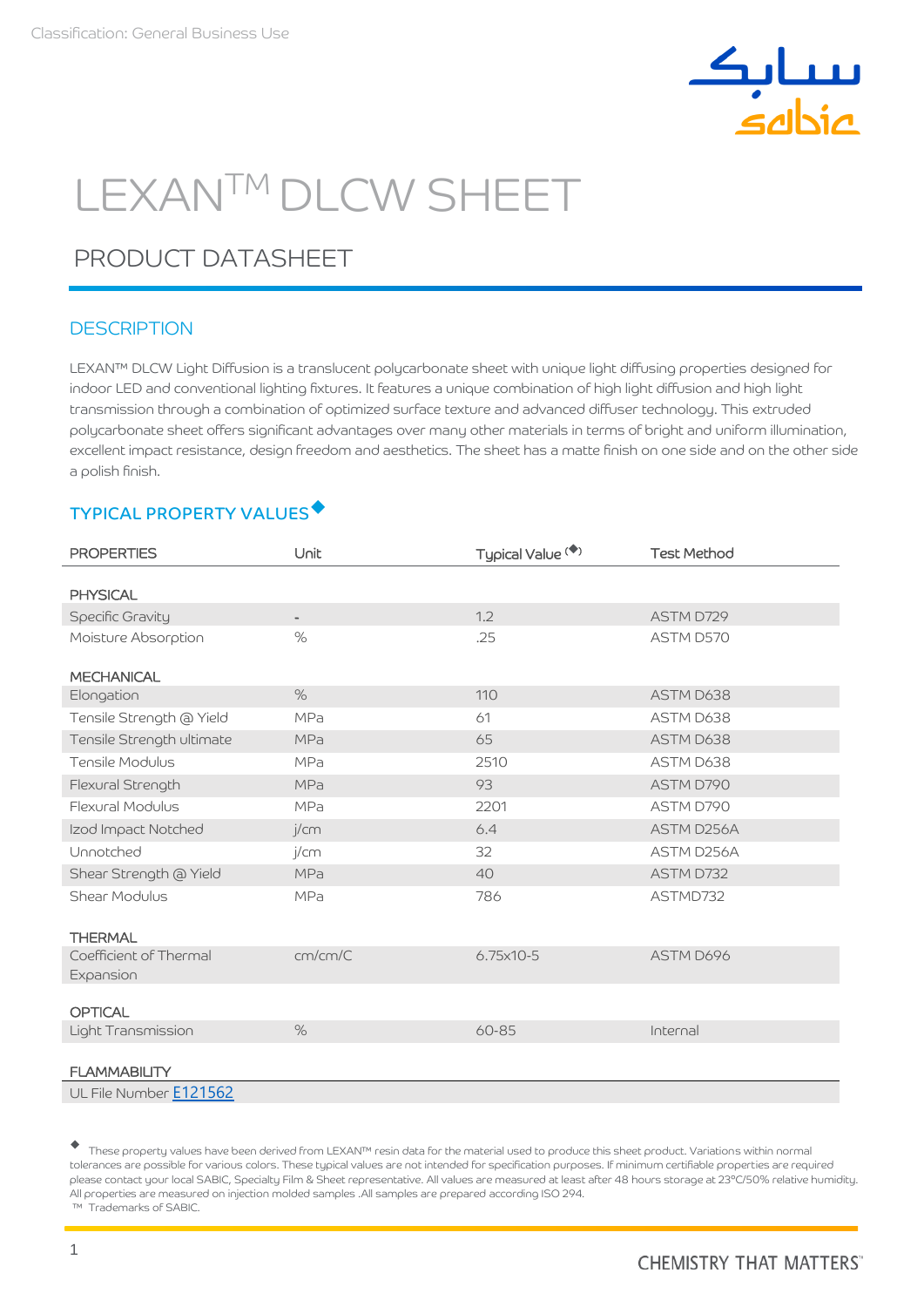Classification: General Business Use

# LEXAN™ DLCW SHEET

## PRODUCT DATASHEET

### DESCRIPTION

LEXAN™ DLCW Light Diffusion is a translucent polycarbonate sheet with unique light diffusing properties designed for indoor LED and conventional lighting fixtures. It features a unique combination of high light diffusion and high light transmission through a combination of optimized surface texture and advanced diffuser technology. This extruded polycarbonate sheet offers significant advantages over many other materials in terms of bright and uniform illumination, excellent impact resistance, design freedom and aesthetics. The sheet has a matte finish on one side and on the other side a polish finish.

### TYPICAL PROPERTY VALUES◆

| PROPERTIES | Unit | Typical Value (◆) | Test Method |
|---|---|---|---|
| **PHYSICAL** | | | |
| Specific Gravity | - | 1.2 | ASTM D729 |
| Moisture Absorption | % | .25 | ASTM D570 |
| **MECHANICAL** | | | |
| Elongation | % | 110 | ASTM D638 |
| Tensile Strength @ Yield | MPa | 61 | ASTM D638 |
| Tensile Strength ultimate | MPa | 65 | ASTM D638 |
| Tensile Modulus | MPa | 2510 | ASTM D638 |
| Flexural Strength | MPa | 93 | ASTM D790 |
| Flexural Modulus | MPa | 2201 | ASTM D790 |
| Izod Impact Notched | j/cm | 6.4 | ASTM D256A |
| Unnotched | j/cm | 32 | ASTM D256A |
| Shear Strength @ Yield | MPa | 40 | ASTM D732 |
| Shear Modulus | MPa | 786 | ASTMD732 |
| **THERMAL** | | | |
| Coefficient of Thermal Expansion | cm/cm/C | 6.75x10-5 | ASTM D696 |
| **OPTICAL** | | | |
| Light Transmission | % | 60-85 | Internal |
| **FLAMMABILITY** | | | |
| UL File Number E121562 | | | |

◆ These property values have been derived from LEXAN™ resin data for the material used to produce this sheet product. Variations within normal tolerances are possible for various colors. These typical values are not intended for specification purposes. If minimum certifiable properties are required please contact your local SABIC, Specialty Film & Sheet representative. All values are measured at least after 48 hours storage at 23°C/50% relative humidity. All properties are measured on injection molded samples .All samples are prepared according ISO 294.
™ Trademarks of SABIC.

CHEMISTRY THAT MATTERS™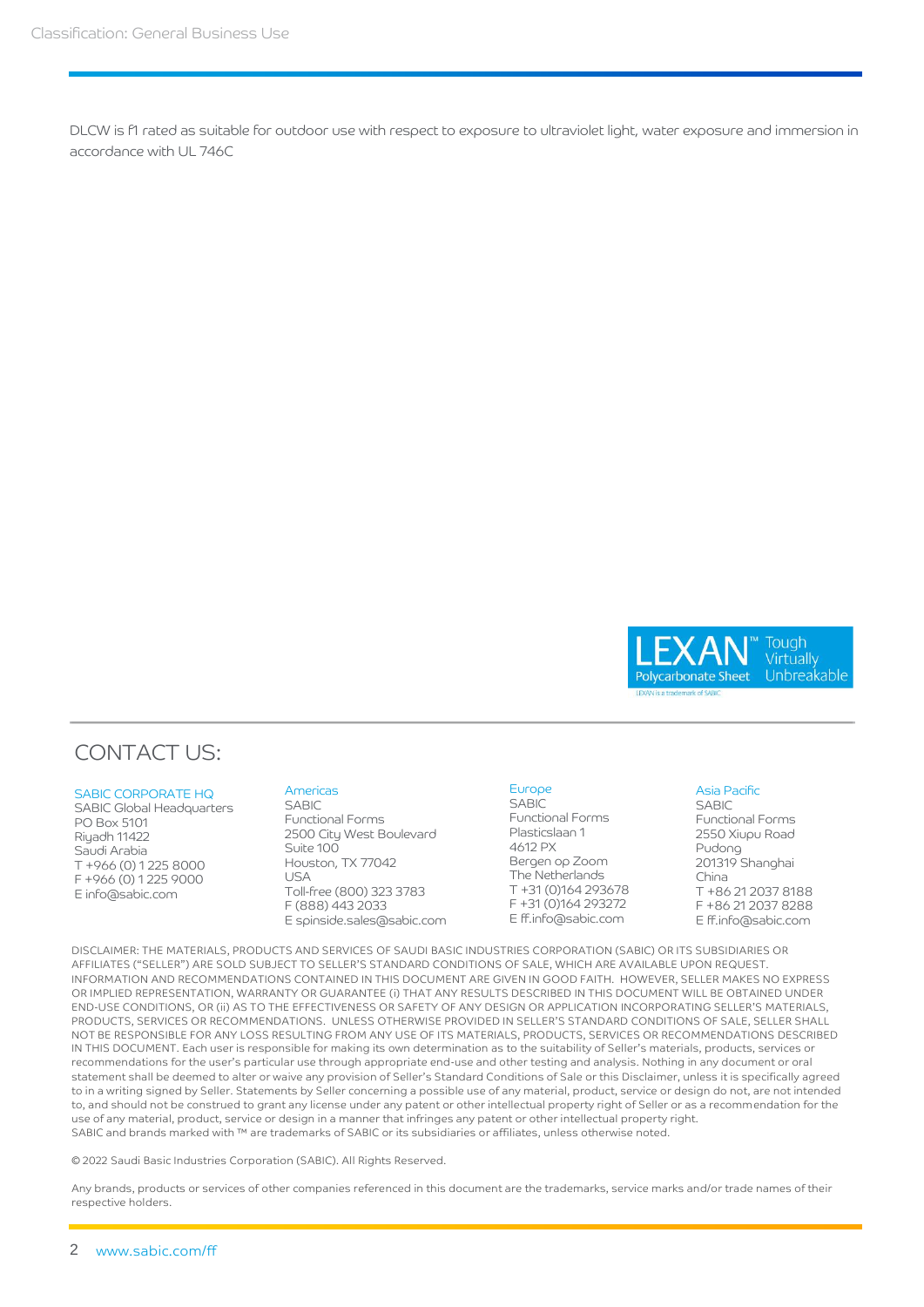DLCW is f1 rated as suitable for outdoor use with respect to exposure to ultraviolet light, water exposure and immersion in accordance with UL 746C

LEXAN™ Tough Virtually Unbreakable
Polycarbonate Sheet
LEXAN is a trademark of SABIC

## CONTACT US:

**SABIC CORPORATE HQ**
SABIC Global Headquarters
PO Box 5101
Riyadh 11422
Saudi Arabia
T +966 (0) 1 225 8000
F +966 (0) 1 225 9000
E info@sabic.com

**Americas**
SABIC
Functional Forms
2500 City West Boulevard
Suite 100
Houston, TX 77042
USA
Toll-free (800) 323 3783
F (888) 443 2033
E spinside.sales@sabic.com

**Europe**
SABIC
Functional Forms
Plasticslaan 1
4612 PX
Bergen op Zoom
The Netherlands
T +31 (0)164 293678
F +31 (0)164 293272
E ff.info@sabic.com

**Asia Pacific**
SABIC
Functional Forms
2550 Xiupu Road
Pudong
201319 Shanghai
China
T +86 21 2037 8188
F +86 21 2037 8288
E ff.info@sabic.com

DISCLAIMER: THE MATERIALS, PRODUCTS AND SERVICES OF SAUDI BASIC INDUSTRIES CORPORATION (SABIC) OR ITS SUBSIDIARIES OR AFFILIATES ("SELLER") ARE SOLD SUBJECT TO SELLER'S STANDARD CONDITIONS OF SALE, WHICH ARE AVAILABLE UPON REQUEST. INFORMATION AND RECOMMENDATIONS CONTAINED IN THIS DOCUMENT ARE GIVEN IN GOOD FAITH. HOWEVER, SELLER MAKES NO EXPRESS OR IMPLIED REPRESENTATION, WARRANTY OR GUARANTEE (i) THAT ANY RESULTS DESCRIBED IN THIS DOCUMENT WILL BE OBTAINED UNDER END-USE CONDITIONS, OR (ii) AS TO THE EFFECTIVENESS OR SAFETY OF ANY DESIGN OR APPLICATION INCORPORATING SELLER'S MATERIALS, PRODUCTS, SERVICES OR RECOMMENDATIONS. UNLESS OTHERWISE PROVIDED IN SELLER'S STANDARD CONDITIONS OF SALE, SELLER SHALL NOT BE RESPONSIBLE FOR ANY LOSS RESULTING FROM ANY USE OF ITS MATERIALS, PRODUCTS, SERVICES OR RECOMMENDATIONS DESCRIBED IN THIS DOCUMENT. Each user is responsible for making its own determination as to the suitability of Seller's materials, products, services or recommendations for the user's particular use through appropriate end-use and other testing and analysis. Nothing in any document or oral statement shall be deemed to alter or waive any provision of Seller's Standard Conditions of Sale or this Disclaimer, unless it is specifically agreed to in a writing signed by Seller. Statements by Seller concerning a possible use of any material, product, service or design do not, are not intended to, and should not be construed to grant any license under any patent or other intellectual property right of Seller or as a recommendation for the use of any material, product, service or design in a manner that infringes any patent or other intellectual property right.
SABIC and brands marked with ™ are trademarks of SABIC or its subsidiaries or affiliates, unless otherwise noted.

© 2022 Saudi Basic Industries Corporation (SABIC). All Rights Reserved.

Any brands, products or services of other companies referenced in this document are the trademarks, service marks and/or trade names of their respective holders.

www.sabic.com/ff